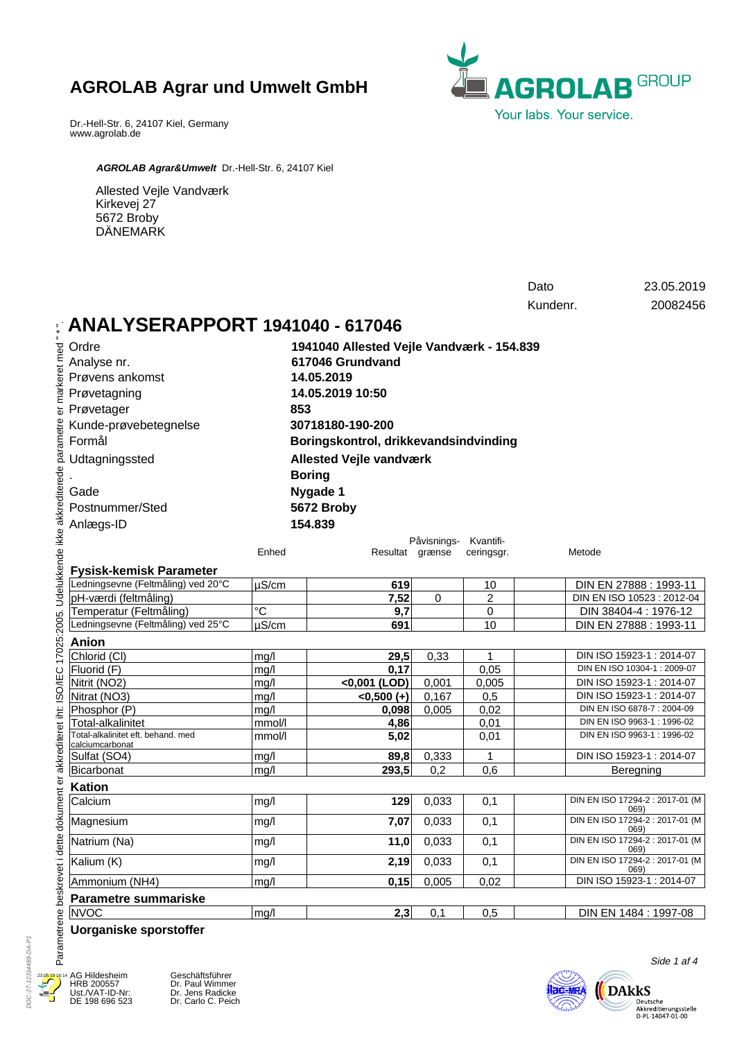## AGROLAB Agrar und Umwelt GmbH

Dr.-Hell-Str. 6, 24107 Kiel, Germany
www.agrolab.de

***AGROLAB Agrar&Umwelt*** Dr.-Hell-Str. 6, 24107 Kiel

Allested Vejle Vandværk
Kirkevej 27
5672 Broby
DÄNEMARK

| | |
|---|---|
| Dato | 23.05.2019 |
| Kundenr. | 20082456 |

# ANALYSERAPPORT 1941040 - 617046

| | |
|---|---|
| Ordre | **1941040 Allested Vejle Vandværk - 154.839** |
| Analyse nr. | **617046 Grundvand** |
| Prøvens ankomst | **14.05.2019** |
| Prøvetagning | **14.05.2019 10:50** |
| Prøvetager | **853** |
| Kunde-prøvebetegnelse | **30718180-190-200** |
| Formål | **Boringskontrol, drikkevandsindvinding** |
| Udtagningssted | **Allested Vejle vandværk** |
| . | **Boring** |
| Gade | **Nygade 1** |
| Postnummer/Sted | **5672 Broby** |
| Anlægs-ID | **154.839** |

| | Enhed | Resultat | Påvisnings-grænse | Kvantifi-ceringsgr. | Metode |
|---|---|---|---|---|---|
| **Fysisk-kemisk Parameter** | | | | | |
| Ledningsevne (Feltmåling) ved 20°C | µS/cm | **619** | | 10 | DIN EN 27888 : 1993-11 |
| pH-værdi (feltmåling) | | **7,52** | 0 | 2 | DIN EN ISO 10523 : 2012-04 |
| Temperatur (Feltmåling) | °C | **9,7** | | 0 | DIN 38404-4 : 1976-12 |
| Ledningsevne (Feltmåling) ved 25°C | µS/cm | **691** | | 10 | DIN EN 27888 : 1993-11 |
| **Anion** | | | | | |
| Chlorid (Cl) | mg/l | **29,5** | 0,33 | 1 | DIN ISO 15923-1 : 2014-07 |
| Fluorid (F) | mg/l | **0,17** | | 0,05 | DIN EN ISO 10304-1 : 2009-07 |
| Nitrit (NO2) | mg/l | **<0,001 (LOD)** | 0,001 | 0,005 | DIN ISO 15923-1 : 2014-07 |
| Nitrat (NO3) | mg/l | **<0,500 (+)** | 0,167 | 0,5 | DIN ISO 15923-1 : 2014-07 |
| Phosphor (P) | mg/l | **0,098** | 0,005 | 0,02 | DIN EN ISO 6878-7 : 2004-09 |
| Total-alkalinitet | mmol/l | **4,86** | | 0,01 | DIN EN ISO 9963-1 : 1996-02 |
| Total-alkalinitet eft. behand. med calciumcarbonat | mmol/l | **5,02** | | 0,01 | DIN EN ISO 9963-1 : 1996-02 |
| Sulfat (SO4) | mg/l | **89,8** | 0,333 | 1 | DIN ISO 15923-1 : 2014-07 |
| Bicarbonat | mg/l | **293,5** | 0,2 | 0,6 | Beregning |
| **Kation** | | | | | |
| Calcium | mg/l | **129** | 0,033 | 0,1 | DIN EN ISO 17294-2 : 2017-01 (M 069) |
| Magnesium | mg/l | **7,07** | 0,033 | 0,1 | DIN EN ISO 17294-2 : 2017-01 (M 069) |
| Natrium (Na) | mg/l | **11,0** | 0,033 | 0,1 | DIN EN ISO 17294-2 : 2017-01 (M 069) |
| Kalium (K) | mg/l | **2,19** | 0,033 | 0,1 | DIN EN ISO 17294-2 : 2017-01 (M 069) |
| Ammonium (NH4) | mg/l | **0,15** | 0,005 | 0,02 | DIN ISO 15923-1 : 2014-07 |
| **Parametre summariske** | | | | | |
| NVOC | mg/l | **2,3** | 0,1 | 0,5 | DIN EN 1484 : 1997-08 |

**Uorganiske sporstoffer**

Parametrene beskrevet i dette dokument er akkrediteret iht. ISO/IEC 17025:2005. Udelukkende ikke akkrediterede parametre er markeret med " * ".

AG Hildesheim
HRB 200557
Ust./VAT-ID-Nr:
DE 198 696 523

Geschäftsführer
Dr. Paul Wimmer
Dr. Jens Radicke
Dr. Carlo C. Peich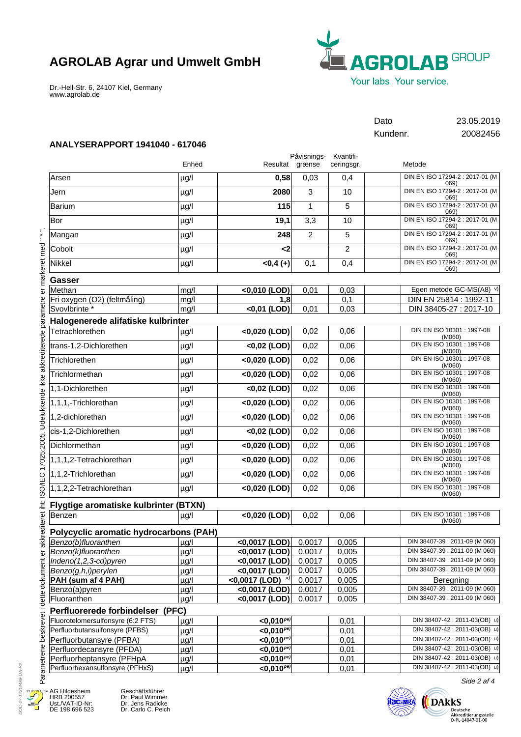# AGROLAB Agrar und Umwelt GmbH

Dr.-Hell-Str. 6, 24107 Kiel, Germany
www.agrolab.de

AGROLAB GROUP
Your labs. Your service.

Dato 23.05.2019
Kundenr. 20082456

## ANALYSERAPPORT 1941040 - 617046

| | Enhed | Resultat | Påvisnings-grænse | Kvantifi-ceringsgr. | | Metode |
|---|---|---|---|---|---|---|
| Arsen | µg/l | **0,58** | 0,03 | 0,4 | | DIN EN ISO 17294-2 : 2017-01 (M 069) |
| Jern | µg/l | **2080** | 3 | 10 | | DIN EN ISO 17294-2 : 2017-01 (M 069) |
| Barium | µg/l | **115** | 1 | 5 | | DIN EN ISO 17294-2 : 2017-01 (M 069) |
| Bor | µg/l | **19,1** | 3,3 | 10 | | DIN EN ISO 17294-2 : 2017-01 (M 069) |
| Mangan | µg/l | **248** | 2 | 5 | | DIN EN ISO 17294-2 : 2017-01 (M 069) |
| Cobolt | µg/l | **<2** | | 2 | | DIN EN ISO 17294-2 : 2017-01 (M 069) |
| Nikkel | µg/l | **<0,4 (+)** | 0,1 | 0,4 | | DIN EN ISO 17294-2 : 2017-01 (M 069) |
| **Gasser** | | | | | | |
| Methan | mg/l | **<0,010 (LOD)** | 0,01 | 0,03 | | Egen metode GC-MS(A8) v) |
| Fri oxygen (O2) (feltmåling) | mg/l | **1,8** | | 0,1 | | DIN EN 25814 : 1992-11 |
| Svovlbrinte * | mg/l | **<0,01 (LOD)** | 0,01 | 0,03 | | DIN 38405-27 : 2017-10 |
| **Halogenerede alifatiske kulbrinter** | | | | | | |
| Tetrachlorethen | µg/l | **<0,020 (LOD)** | 0,02 | 0,06 | | DIN EN ISO 10301 : 1997-08 (M060) |
| trans-1,2-Dichlorethen | µg/l | **<0,02 (LOD)** | 0,02 | 0,06 | | DIN EN ISO 10301 : 1997-08 (M060) |
| Trichlorethen | µg/l | **<0,020 (LOD)** | 0,02 | 0,06 | | DIN EN ISO 10301 : 1997-08 (M060) |
| Trichlormethan | µg/l | **<0,020 (LOD)** | 0,02 | 0,06 | | DIN EN ISO 10301 : 1997-08 (M060) |
| 1,1-Dichlorethen | µg/l | **<0,02 (LOD)** | 0,02 | 0,06 | | DIN EN ISO 10301 : 1997-08 (M060) |
| 1,1,1,-Trichlorethan | µg/l | **<0,020 (LOD)** | 0,02 | 0,06 | | DIN EN ISO 10301 : 1997-08 (M060) |
| 1,2-dichlorethan | µg/l | **<0,020 (LOD)** | 0,02 | 0,06 | | DIN EN ISO 10301 : 1997-08 (M060) |
| cis-1,2-Dichlorethen | µg/l | **<0,02 (LOD)** | 0,02 | 0,06 | | DIN EN ISO 10301 : 1997-08 (M060) |
| Dichlormethan | µg/l | **<0,020 (LOD)** | 0,02 | 0,06 | | DIN EN ISO 10301 : 1997-08 (M060) |
| 1,1,1,2-Tetrachlorethan | µg/l | **<0,020 (LOD)** | 0,02 | 0,06 | | DIN EN ISO 10301 : 1997-08 (M060) |
| 1,1,2-Trichlorethan | µg/l | **<0,020 (LOD)** | 0,02 | 0,06 | | DIN EN ISO 10301 : 1997-08 (M060) |
| 1,1,2,2-Tetrachlorethan | µg/l | **<0,020 (LOD)** | 0,02 | 0,06 | | DIN EN ISO 10301 : 1997-08 (M060) |
| **Flygtige aromatiske kulbrinter (BTXN)** | | | | | | |
| Benzen | µg/l | **<0,020 (LOD)** | 0,02 | 0,06 | | DIN EN ISO 10301 : 1997-08 (M060) |
| **Polycyclic aromatic hydrocarbons (PAH)** | | | | | | |
| *Benzo(b)fluoranthen* | µg/l | **<0,0017 (LOD)** | 0,0017 | 0,005 | | DIN 38407-39 : 2011-09 (M 060) |
| *Benzo(k)fluoranthen* | µg/l | **<0,0017 (LOD)** | 0,0017 | 0,005 | | DIN 38407-39 : 2011-09 (M 060) |
| *Indeno(1,2,3-cd)pyren* | µg/l | **<0,0017 (LOD)** | 0,0017 | 0,005 | | DIN 38407-39 : 2011-09 (M 060) |
| *Benzo(g,h,i)perylen* | µg/l | **<0,0017 (LOD)** | 0,0017 | 0,005 | | DIN 38407-39 : 2011-09 (M 060) |
| **PAH (sum af 4 PAH)** | µg/l | **<0,0017 (LOD)** x) | 0,0017 | 0,005 | | Beregning |
| Benzo(a)pyren | µg/l | **<0,0017 (LOD)** | 0,0017 | 0,005 | | DIN 38407-39 : 2011-09 (M 060) |
| Fluoranthen | µg/l | **<0,0017 (LOD)** | 0,0017 | 0,005 | | DIN 38407-39 : 2011-09 (M 060) |
| **Perfluorerede forbindelser (PFC)** | | | | | | |
| Fluorotelomersulfonsyre (6:2 FTS) | µg/l | **<0,010** pe) | | 0,01 | | DIN 38407-42 : 2011-03(OB) u) |
| Perfluorbutansulfonsyre (PFBS) | µg/l | **<0,010** pe) | | 0,01 | | DIN 38407-42 : 2011-03(OB) u) |
| Perfluorbutansyre (PFBA) | µg/l | **<0,010** pe) | | 0,01 | | DIN 38407-42 : 2011-03(OB) u) |
| Perfluordecansyre (PFDA) | µg/l | **<0,010** pe) | | 0,01 | | DIN 38407-42 : 2011-03(OB) u) |
| Perfluorheptansyre (PFHpA | µg/l | **<0,010** pe) | | 0,01 | | DIN 38407-42 : 2011-03(OB) u) |
| Perfluorhexansulfonsyre (PFHxS) | µg/l | **<0,010** pe) | | 0,01 | | DIN 38407-42 : 2011-03(OB) u) |

Parametrene beskrevet i dette dokument er akkrediteret iht: ISO/IEC 17025:2005. Udelukkende ikke akkrediterede parametre er markeret med " * ".

AG Hildesheim
HRB 200557
Ust./VAT-ID-Nr:
DE 198 696 523

Geschäftsführer
Dr. Paul Wimmer
Dr. Jens Radicke
Dr. Carlo C. Peich

DAkkS Deutsche Akkreditierungsstelle D-PL-14047-01-00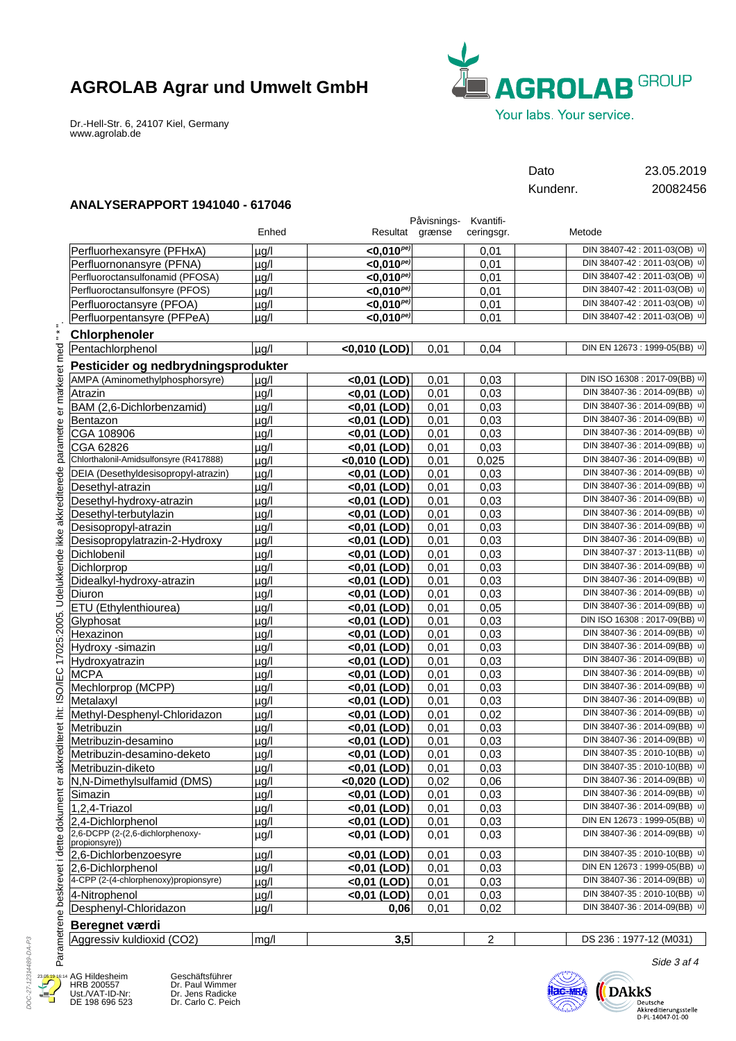# AGROLAB Agrar und Umwelt GmbH

Dr.-Hell-Str. 6, 24107 Kiel, Germany
www.agrolab.de

| | |
|---|---|
| Dato | 23.05.2019 |
| Kundenr. | 20082456 |

## ANALYSERAPPORT 1941040 - 617046

| | Enhed | Resultat | Påvisnings-grænse | Kvantifi-ceringsgr. | | Metode |
|---|---|---|---|---|---|---|
| Perfluorhexansyre (PFHxA) | µg/l | **<0,010**[pe] | | 0,01 | | DIN 38407-42 : 2011-03(OB) [u] |
| Perfluornonansyre (PFNA) | µg/l | **<0,010**[pe] | | 0,01 | | DIN 38407-42 : 2011-03(OB) [u] |
| Perfluoroctansulfonamid (PFOSA) | µg/l | **<0,010**[pe] | | 0,01 | | DIN 38407-42 : 2011-03(OB) [u] |
| Perfluoroctansulfonsyre (PFOS) | µg/l | **<0,010**[pe] | | 0,01 | | DIN 38407-42 : 2011-03(OB) [u] |
| Perfluoroctansyre (PFOA) | µg/l | **<0,010**[pe] | | 0,01 | | DIN 38407-42 : 2011-03(OB) [u] |
| Perfluorpentansyre (PFPeA) | µg/l | **<0,010**[pe] | | 0,01 | | DIN 38407-42 : 2011-03(OB) [u] |
| **Chlorphenoler** | | | | | | |
| Pentachlorphenol | µg/l | **<0,010 (LOD)** | 0,01 | 0,04 | | DIN EN 12673 : 1999-05(BB) [u] |
| **Pesticider og nedbrydningsprodukter** | | | | | | |
| AMPA (Aminomethylphosphorsyre) | µg/l | **<0,01 (LOD)** | 0,01 | 0,03 | | DIN ISO 16308 : 2017-09(BB) [u] |
| Atrazin | µg/l | **<0,01 (LOD)** | 0,01 | 0,03 | | DIN 38407-36 : 2014-09(BB) [u] |
| BAM (2,6-Dichlorbenzamid) | µg/l | **<0,01 (LOD)** | 0,01 | 0,03 | | DIN 38407-36 : 2014-09(BB) [u] |
| Bentazon | µg/l | **<0,01 (LOD)** | 0,01 | 0,03 | | DIN 38407-36 : 2014-09(BB) [u] |
| CGA 108906 | µg/l | **<0,01 (LOD)** | 0,01 | 0,03 | | DIN 38407-36 : 2014-09(BB) [u] |
| CGA 62826 | µg/l | **<0,01 (LOD)** | 0,01 | 0,03 | | DIN 38407-36 : 2014-09(BB) [u] |
| Chlorthalonil-Amidsulfonsyre (R417888) | µg/l | **<0,010 (LOD)** | 0,01 | 0,025 | | DIN 38407-36 : 2014-09(BB) [u] |
| DEIA (Desethyldesisopropyl-atrazin) | µg/l | **<0,01 (LOD)** | 0,01 | 0,03 | | DIN 38407-36 : 2014-09(BB) [u] |
| Desethyl-atrazin | µg/l | **<0,01 (LOD)** | 0,01 | 0,03 | | DIN 38407-36 : 2014-09(BB) [u] |
| Desethyl-hydroxy-atrazin | µg/l | **<0,01 (LOD)** | 0,01 | 0,03 | | DIN 38407-36 : 2014-09(BB) [u] |
| Desethyl-terbutylazin | µg/l | **<0,01 (LOD)** | 0,01 | 0,03 | | DIN 38407-36 : 2014-09(BB) [u] |
| Desisopropyl-atrazin | µg/l | **<0,01 (LOD)** | 0,01 | 0,03 | | DIN 38407-36 : 2014-09(BB) [u] |
| Desisopropylatrazin-2-Hydroxy | µg/l | **<0,01 (LOD)** | 0,01 | 0,03 | | DIN 38407-36 : 2014-09(BB) [u] |
| Dichlobenil | µg/l | **<0,01 (LOD)** | 0,01 | 0,03 | | DIN 38407-37 : 2013-11(BB) [u] |
| Dichlorprop | µg/l | **<0,01 (LOD)** | 0,01 | 0,03 | | DIN 38407-36 : 2014-09(BB) [u] |
| Didealkyl-hydroxy-atrazin | µg/l | **<0,01 (LOD)** | 0,01 | 0,03 | | DIN 38407-36 : 2014-09(BB) [u] |
| Diuron | µg/l | **<0,01 (LOD)** | 0,01 | 0,03 | | DIN 38407-36 : 2014-09(BB) [u] |
| ETU (Ethylenthiourea) | µg/l | **<0,01 (LOD)** | 0,01 | 0,05 | | DIN 38407-36 : 2014-09(BB) [u] |
| Glyphosat | µg/l | **<0,01 (LOD)** | 0,01 | 0,03 | | DIN ISO 16308 : 2017-09(BB) [u] |
| Hexazinon | µg/l | **<0,01 (LOD)** | 0,01 | 0,03 | | DIN 38407-36 : 2014-09(BB) [u] |
| Hydroxy -simazin | µg/l | **<0,01 (LOD)** | 0,01 | 0,03 | | DIN 38407-36 : 2014-09(BB) [u] |
| Hydroxyatrazin | µg/l | **<0,01 (LOD)** | 0,01 | 0,03 | | DIN 38407-36 : 2014-09(BB) [u] |
| MCPA | µg/l | **<0,01 (LOD)** | 0,01 | 0,03 | | DIN 38407-36 : 2014-09(BB) [u] |
| Mechlorprop (MCPP) | µg/l | **<0,01 (LOD)** | 0,01 | 0,03 | | DIN 38407-36 : 2014-09(BB) [u] |
| Metalaxyl | µg/l | **<0,01 (LOD)** | 0,01 | 0,03 | | DIN 38407-36 : 2014-09(BB) [u] |
| Methyl-Desphenyl-Chloridazon | µg/l | **<0,01 (LOD)** | 0,01 | 0,02 | | DIN 38407-36 : 2014-09(BB) [u] |
| Metribuzin | µg/l | **<0,01 (LOD)** | 0,01 | 0,03 | | DIN 38407-36 : 2014-09(BB) [u] |
| Metribuzin-desamino | µg/l | **<0,01 (LOD)** | 0,01 | 0,03 | | DIN 38407-36 : 2014-09(BB) [u] |
| Metribuzin-desamino-deketo | µg/l | **<0,01 (LOD)** | 0,01 | 0,03 | | DIN 38407-35 : 2010-10(BB) [u] |
| Metribuzin-diketo | µg/l | **<0,01 (LOD)** | 0,01 | 0,03 | | DIN 38407-35 : 2010-10(BB) [u] |
| N,N-Dimethylsulfamid (DMS) | µg/l | **<0,020 (LOD)** | 0,02 | 0,06 | | DIN 38407-36 : 2014-09(BB) [u] |
| Simazin | µg/l | **<0,01 (LOD)** | 0,01 | 0,03 | | DIN 38407-36 : 2014-09(BB) [u] |
| 1,2,4-Triazol | µg/l | **<0,01 (LOD)** | 0,01 | 0,03 | | DIN 38407-36 : 2014-09(BB) [u] |
| 2,4-Dichlorphenol | µg/l | **<0,01 (LOD)** | 0,01 | 0,03 | | DIN EN 12673 : 1999-05(BB) [u] |
| 2,6-DCPP (2-(2,6-dichlorphenoxy-propionsyre)) | µg/l | **<0,01 (LOD)** | 0,01 | 0,03 | | DIN 38407-36 : 2014-09(BB) [u] |
| 2,6-Dichlorbenzoesyre | µg/l | **<0,01 (LOD)** | 0,01 | 0,03 | | DIN 38407-35 : 2010-10(BB) [u] |
| 2,6-Dichlorphenol | µg/l | **<0,01 (LOD)** | 0,01 | 0,03 | | DIN EN 12673 : 1999-05(BB) [u] |
| 4-CPP (2-(4-chlorphenoxy)propionsyre) | µg/l | **<0,01 (LOD)** | 0,01 | 0,03 | | DIN 38407-36 : 2014-09(BB) [u] |
| 4-Nitrophenol | µg/l | **<0,01 (LOD)** | 0,01 | 0,03 | | DIN 38407-35 : 2010-10(BB) [u] |
| Desphenyl-Chloridazon | µg/l | **0,06** | 0,01 | 0,02 | | DIN 38407-36 : 2014-09(BB) [u] |
| **Beregnet værdi** | | | | | | |
| Aggressiv kuldioxid ($CO_2$) | mg/l | **3,5** | | 2 | | DS 236 : 1977-12 (M031) |

Parametrene beskrevet i dette dokument er akkrediteret iht. ISO/IEC 17025:2005. Udelukkende ikke akkrediterede parametre er markeret med " * ".

AG Hildesheim
HRB 200557
Ust./VAT-ID-Nr:
DE 198 696 523

Geschäftsführer
Dr. Paul Wimmer
Dr. Jens Radicke
Dr. Carlo C. Peich

DAkkS Deutsche Akkreditierungsstelle D-PL-14047-01-00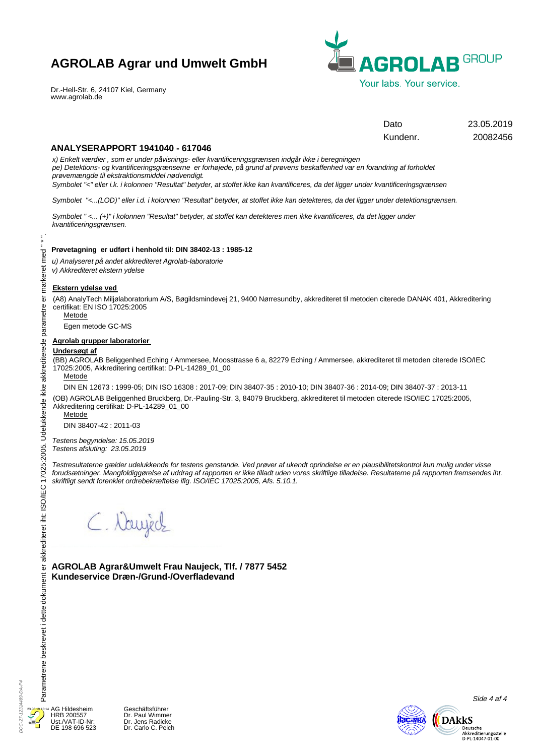# AGROLAB Agrar und Umwelt GmbH

Dr.-Hell-Str. 6, 24107 Kiel, Germany
www.agrolab.de

| | |
|---|---|
| Dato | 23.05.2019 |
| Kundenr. | 20082456 |

## ANALYSERAPPORT 1941040 - 617046

*x) Enkelt værdier , som er under påvisnings- eller kvantificeringsgrænsen indgår ikke i beregningen*
*pe) Detektions- og kvantificeringsgrænserne er forhøjede, på grund af prøvens beskaffenhed var en forandring af forholdet prøvemængde til ekstraktionsmiddel nødvendigt.*
*Symbolet "<" eller i.k. i kolonnen "Resultat" betyder, at stoffet ikke kan kvantificeres, da det ligger under kvantificeringsgrænsen*

*Symbolet "<...(LOD)" eller i.d. i kolonnen "Resultat" betyder, at stoffet ikke kan detekteres, da det ligger under detektionsgrænsen.*

*Symbolet " <... (+)" i kolonnen "Resultat" betyder, at stoffet kan detekteres men ikke kvantificeres, da det ligger under kvantificeringsgrænsen.*

**Prøvetagning er udført i henhold til: DIN 38402-13 : 1985-12**

*u) Analyseret på andet akkrediteret Agrolab-laboratorie*
*v) Akkrediteret ekstern ydelse*

**Ekstern ydelse ved**

(A8) AnalyTech Miljølaboratorium A/S, Bøgildsmindevej 21, 9400 Nørresundby, akkrediteret til metoden citerede DANAK 401, Akkreditering certifikat: EN ISO 17025:2005

Metode

Egen metode GC-MS

**Agrolab grupper laboratorier**

**Undersøgt af**

(BB) AGROLAB Beliggenhed Eching / Ammersee, Moosstrasse 6 a, 82279 Eching / Ammersee, akkrediteret til metoden citerede ISO/IEC 17025:2005, Akkreditering certifikat: D-PL-14289_01_00

Metode

DIN EN 12673 : 1999-05; DIN ISO 16308 : 2017-09; DIN 38407-35 : 2010-10; DIN 38407-36 : 2014-09; DIN 38407-37 : 2013-11

(OB) AGROLAB Beliggenhed Bruckberg, Dr.-Pauling-Str. 3, 84079 Bruckberg, akkrediteret til metoden citerede ISO/IEC 17025:2005, Akkreditering certifikat: D-PL-14289_01_00

Metode

DIN 38407-42 : 2011-03

*Testens begyndelse: 15.05.2019*
*Testens afsluting: 23.05.2019*

*Testresultaterne gælder udelukkende for testens genstande. Ved prøver af ukendt oprindelse er en plausibilitetskontrol kun mulig under visse forudsætninger. Mangfoldiggørelse af uddrag af rapporten er ikke tilladt uden vores skriftlige tilladelse. Resultaterne på rapporten fremsendes iht. skriftligt sendt forenklet ordrebekræftelse iflg. ISO/IEC 17025:2005, Afs. 5.10.1.*

C. Naujeck

**AGROLAB Agrar&Umwelt Frau Naujeck, Tlf. / 7877 5452**
**Kundeservice Dræn-/Grund-/Overfladevand**

Parametrene beskrevet i dette dokument er akkrediteret iht: ISO/IEC 17025:2005. Udelukkende ikke akkrediterede parametre er markeret med " * ".

AG Hildesheim
HRB 200557
Ust./VAT-ID-Nr:
DE 198 696 523

Geschäftsführer
Dr. Paul Wimmer
Dr. Jens Radicke
Dr. Carlo C. Peich

DAkkS Deutsche Akkreditierungsstelle D-PL-14047-01-00